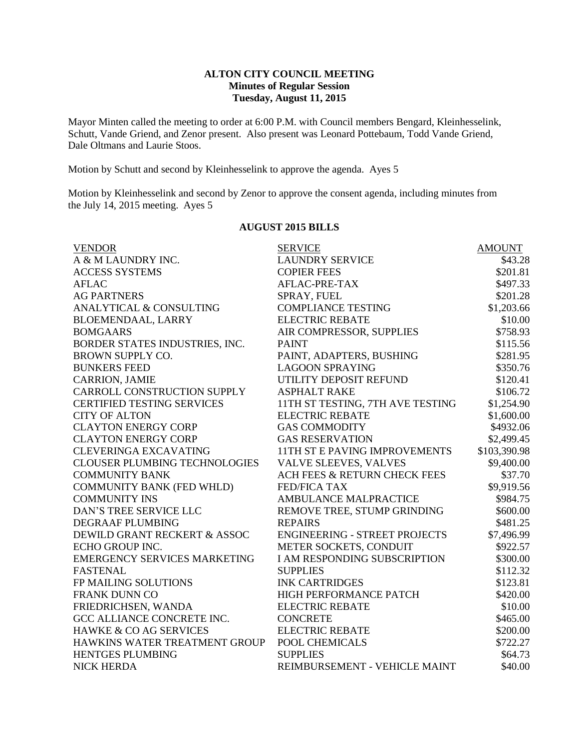# ALTON CITY COUNCIL MEETING

## Minutes of Regular Session

## Tuesday, August 11, 2015

Mayor Minten called the meeting to order at 6:00 P.M. with Council members Bengard, Kleinhesselink, Schutt, Vande Griend, and Zenor present. Also present was Leonard Pottebaum, Todd Vande Griend, Dale Oltmans and Laurie Stoos.

Motion by Schutt and second by Kleinhesselink to approve the agenda. Ayes 5

Motion by Kleinhesselink and second by Zenor to approve the consent agenda, including minutes from the July 14, 2015 meeting. Ayes 5

### AUGUST 2015 BILLS

| VENDOR | SERVICE | AMOUNT |
|---|---|---|
| A & M LAUNDRY INC. | LAUNDRY SERVICE | \$43.28 |
| ACCESS SYSTEMS | COPIER FEES | \$201.81 |
| AFLAC | AFLAC-PRE-TAX | \$497.33 |
| AG PARTNERS | SPRAY, FUEL | \$201.28 |
| ANALYTICAL & CONSULTING | COMPLIANCE TESTING | \$1,203.66 |
| BLOEMENDAAL, LARRY | ELECTRIC REBATE | \$10.00 |
| BOMGAARS | AIR COMPRESSOR, SUPPLIES | \$758.93 |
| BORDER STATES INDUSTRIES, INC. | PAINT | \$115.56 |
| BROWN SUPPLY CO. | PAINT, ADAPTERS, BUSHING | \$281.95 |
| BUNKERS FEED | LAGOON SPRAYING | \$350.76 |
| CARRION, JAMIE | UTILITY DEPOSIT REFUND | \$120.41 |
| CARROLL CONSTRUCTION SUPPLY | ASPHALT RAKE | \$106.72 |
| CERTIFIED TESTING SERVICES | 11TH ST TESTING, 7TH AVE TESTING | \$1,254.90 |
| CITY OF ALTON | ELECTRIC REBATE | \$1,600.00 |
| CLAYTON ENERGY CORP | GAS COMMODITY | \$4932.06 |
| CLAYTON ENERGY CORP | GAS RESERVATION | \$2,499.45 |
| CLEVERINGA EXCAVATING | 11TH ST E PAVING IMPROVEMENTS | \$103,390.98 |
| CLOUSER PLUMBING TECHNOLOGIES | VALVE SLEEVES, VALVES | \$9,400.00 |
| COMMUNITY BANK | ACH FEES & RETURN CHECK FEES | \$37.70 |
| COMMUNITY BANK (FED WHLD) | FED/FICA TAX | \$9,919.56 |
| COMMUNITY INS | AMBULANCE MALPRACTICE | \$984.75 |
| DAN'S TREE SERVICE LLC | REMOVE TREE, STUMP GRINDING | \$600.00 |
| DEGRAAF PLUMBING | REPAIRS | \$481.25 |
| DEWILD GRANT RECKERT & ASSOC | ENGINEERING - STREET PROJECTS | \$7,496.99 |
| ECHO GROUP INC. | METER SOCKETS, CONDUIT | \$922.57 |
| EMERGENCY SERVICES MARKETING | I AM RESPONDING SUBSCRIPTION | \$300.00 |
| FASTENAL | SUPPLIES | \$112.32 |
| FP MAILING SOLUTIONS | INK CARTRIDGES | \$123.81 |
| FRANK DUNN CO | HIGH PERFORMANCE PATCH | \$420.00 |
| FRIEDRICHSEN, WANDA | ELECTRIC REBATE | \$10.00 |
| GCC ALLIANCE CONCRETE INC. | CONCRETE | \$465.00 |
| HAWKE & CO AG SERVICES | ELECTRIC REBATE | \$200.00 |
| HAWKINS WATER TREATMENT GROUP | POOL CHEMICALS | \$722.27 |
| HENTGES PLUMBING | SUPPLIES | \$64.73 |
| NICK HERDA | REIMBURSEMENT - VEHICLE MAINT | \$40.00 |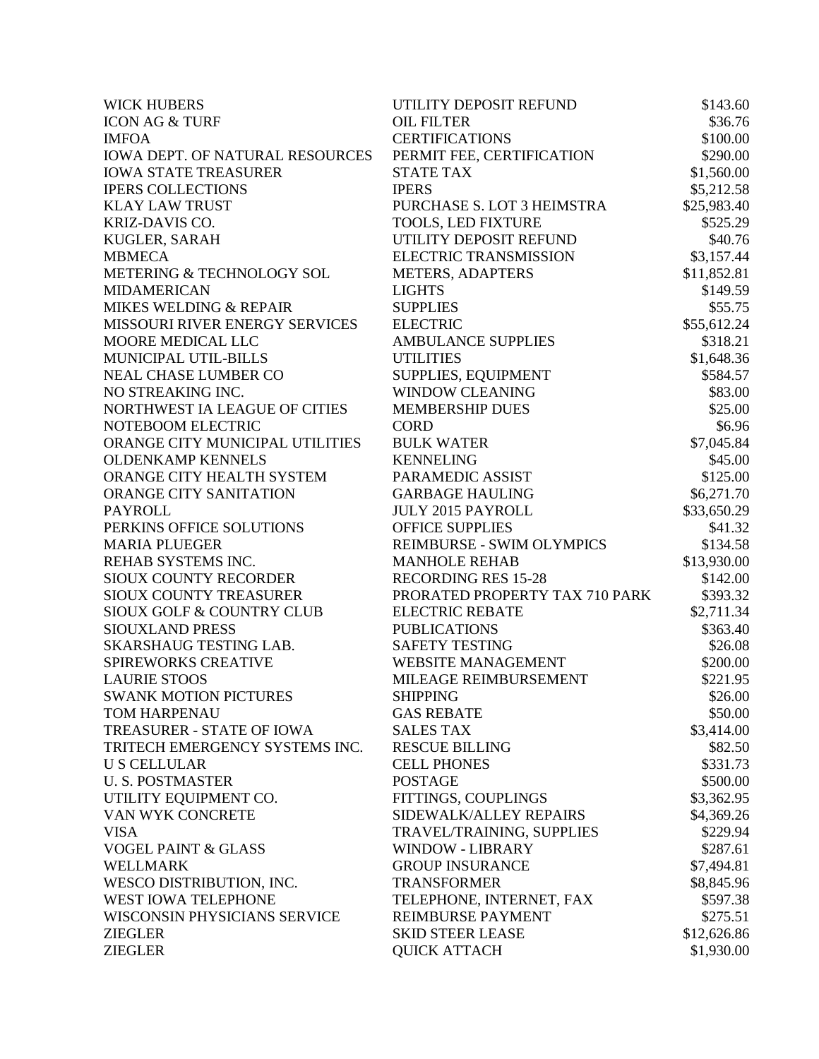| | | |
|---|---|---|
| WICK HUBERS | UTILITY DEPOSIT REFUND | $143.60 |
| ICON AG & TURF | OIL FILTER | $36.76 |
| IMFOA | CERTIFICATIONS | $100.00 |
| IOWA DEPT. OF NATURAL RESOURCES | PERMIT FEE, CERTIFICATION | $290.00 |
| IOWA STATE TREASURER | STATE TAX | $1,560.00 |
| IPERS COLLECTIONS | IPERS | $5,212.58 |
| KLAY LAW TRUST | PURCHASE S. LOT 3 HEIMSTRA | $25,983.40 |
| KRIZ-DAVIS CO. | TOOLS, LED FIXTURE | $525.29 |
| KUGLER, SARAH | UTILITY DEPOSIT REFUND | $40.76 |
| MBMECA | ELECTRIC TRANSMISSION | $3,157.44 |
| METERING & TECHNOLOGY SOL | METERS, ADAPTERS | $11,852.81 |
| MIDAMERICAN | LIGHTS | $149.59 |
| MIKES WELDING & REPAIR | SUPPLIES | $55.75 |
| MISSOURI RIVER ENERGY SERVICES | ELECTRIC | $55,612.24 |
| MOORE MEDICAL LLC | AMBULANCE SUPPLIES | $318.21 |
| MUNICIPAL UTIL-BILLS | UTILITIES | $1,648.36 |
| NEAL CHASE LUMBER CO | SUPPLIES, EQUIPMENT | $584.57 |
| NO STREAKING INC. | WINDOW CLEANING | $83.00 |
| NORTHWEST IA LEAGUE OF CITIES | MEMBERSHIP DUES | $25.00 |
| NOTEBOOM ELECTRIC | CORD | $6.96 |
| ORANGE CITY MUNICIPAL UTILITIES | BULK WATER | $7,045.84 |
| OLDENKAMP KENNELS | KENNELING | $45.00 |
| ORANGE CITY HEALTH SYSTEM | PARAMEDIC ASSIST | $125.00 |
| ORANGE CITY SANITATION | GARBAGE HAULING | $6,271.70 |
| PAYROLL | JULY 2015 PAYROLL | $33,650.29 |
| PERKINS OFFICE SOLUTIONS | OFFICE SUPPLIES | $41.32 |
| MARIA PLUEGER | REIMBURSE - SWIM OLYMPICS | $134.58 |
| REHAB SYSTEMS INC. | MANHOLE REHAB | $13,930.00 |
| SIOUX COUNTY RECORDER | RECORDING RES 15-28 | $142.00 |
| SIOUX COUNTY TREASURER | PRORATED PROPERTY TAX 710 PARK | $393.32 |
| SIOUX GOLF & COUNTRY CLUB | ELECTRIC REBATE | $2,711.34 |
| SIOUXLAND PRESS | PUBLICATIONS | $363.40 |
| SKARSHAUG TESTING LAB. | SAFETY TESTING | $26.08 |
| SPIREWORKS CREATIVE | WEBSITE MANAGEMENT | $200.00 |
| LAURIE STOOS | MILEAGE REIMBURSEMENT | $221.95 |
| SWANK MOTION PICTURES | SHIPPING | $26.00 |
| TOM HARPENAU | GAS REBATE | $50.00 |
| TREASURER - STATE OF IOWA | SALES TAX | $3,414.00 |
| TRITECH EMERGENCY SYSTEMS INC. | RESCUE BILLING | $82.50 |
| U S CELLULAR | CELL PHONES | $331.73 |
| U. S. POSTMASTER | POSTAGE | $500.00 |
| UTILITY EQUIPMENT CO. | FITTINGS, COUPLINGS | $3,362.95 |
| VAN WYK CONCRETE | SIDEWALK/ALLEY REPAIRS | $4,369.26 |
| VISA | TRAVEL/TRAINING, SUPPLIES | $229.94 |
| VOGEL PAINT & GLASS | WINDOW - LIBRARY | $287.61 |
| WELLMARK | GROUP INSURANCE | $7,494.81 |
| WESCO DISTRIBUTION, INC. | TRANSFORMER | $8,845.96 |
| WEST IOWA TELEPHONE | TELEPHONE, INTERNET, FAX | $597.38 |
| WISCONSIN PHYSICIANS SERVICE | REIMBURSE PAYMENT | $275.51 |
| ZIEGLER | SKID STEER LEASE | $12,626.86 |
| ZIEGLER | QUICK ATTACH | $1,930.00 |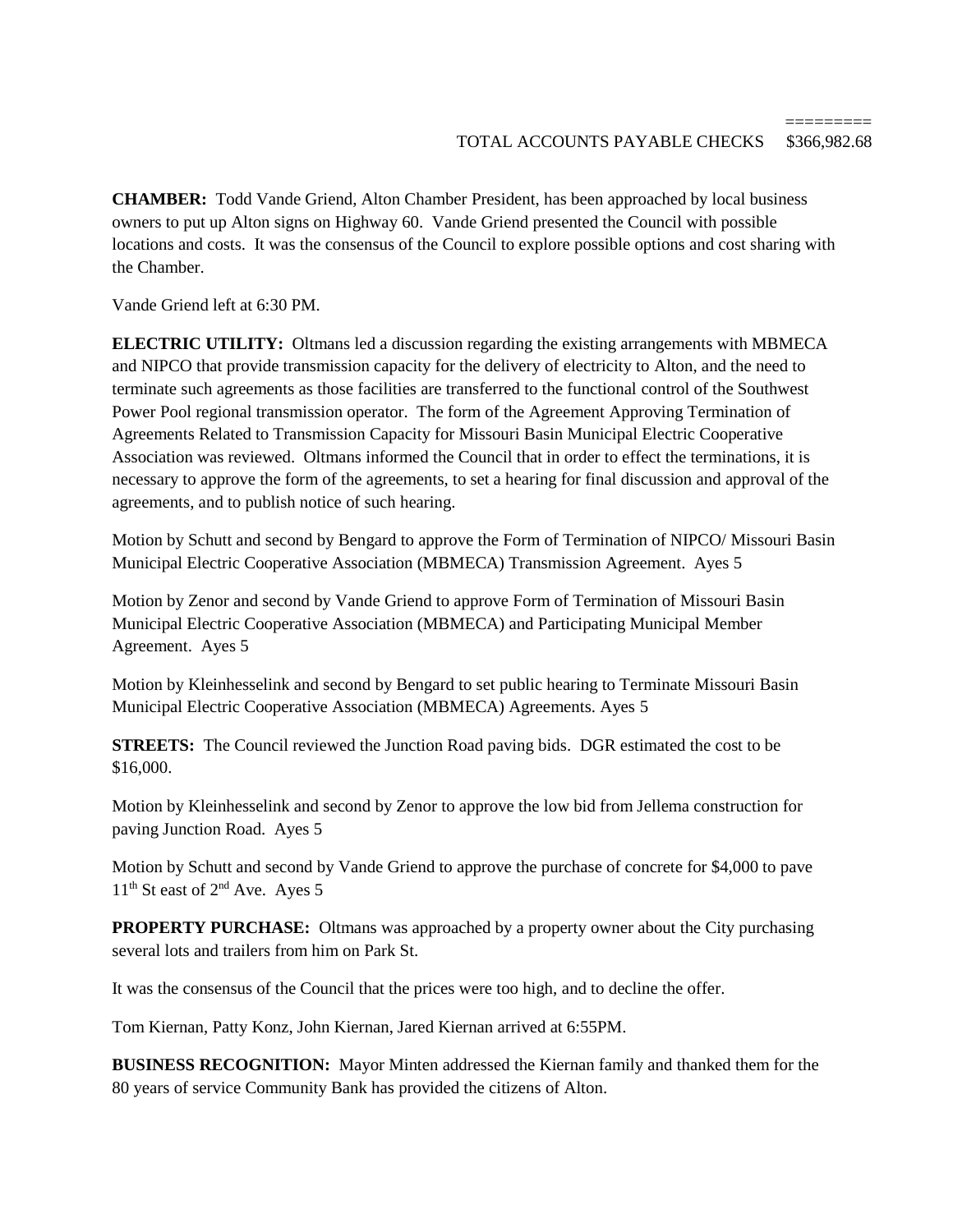=========
TOTAL ACCOUNTS PAYABLE CHECKS $366,982.68

**CHAMBER:** Todd Vande Griend, Alton Chamber President, has been approached by local business owners to put up Alton signs on Highway 60. Vande Griend presented the Council with possible locations and costs. It was the consensus of the Council to explore possible options and cost sharing with the Chamber.

Vande Griend left at 6:30 PM.

**ELECTRIC UTILITY:** Oltmans led a discussion regarding the existing arrangements with MBMECA and NIPCO that provide transmission capacity for the delivery of electricity to Alton, and the need to terminate such agreements as those facilities are transferred to the functional control of the Southwest Power Pool regional transmission operator. The form of the Agreement Approving Termination of Agreements Related to Transmission Capacity for Missouri Basin Municipal Electric Cooperative Association was reviewed. Oltmans informed the Council that in order to effect the terminations, it is necessary to approve the form of the agreements, to set a hearing for final discussion and approval of the agreements, and to publish notice of such hearing.

Motion by Schutt and second by Bengard to approve the Form of Termination of NIPCO/ Missouri Basin Municipal Electric Cooperative Association (MBMECA) Transmission Agreement. Ayes 5

Motion by Zenor and second by Vande Griend to approve Form of Termination of Missouri Basin Municipal Electric Cooperative Association (MBMECA) and Participating Municipal Member Agreement. Ayes 5

Motion by Kleinhesselink and second by Bengard to set public hearing to Terminate Missouri Basin Municipal Electric Cooperative Association (MBMECA) Agreements. Ayes 5

**STREETS:** The Council reviewed the Junction Road paving bids. DGR estimated the cost to be $16,000.

Motion by Kleinhesselink and second by Zenor to approve the low bid from Jellema construction for paving Junction Road. Ayes 5

Motion by Schutt and second by Vande Griend to approve the purchase of concrete for $4,000 to pave 11th St east of 2nd Ave. Ayes 5

**PROPERTY PURCHASE:** Oltmans was approached by a property owner about the City purchasing several lots and trailers from him on Park St.

It was the consensus of the Council that the prices were too high, and to decline the offer.

Tom Kiernan, Patty Konz, John Kiernan, Jared Kiernan arrived at 6:55PM.

**BUSINESS RECOGNITION:** Mayor Minten addressed the Kiernan family and thanked them for the 80 years of service Community Bank has provided the citizens of Alton.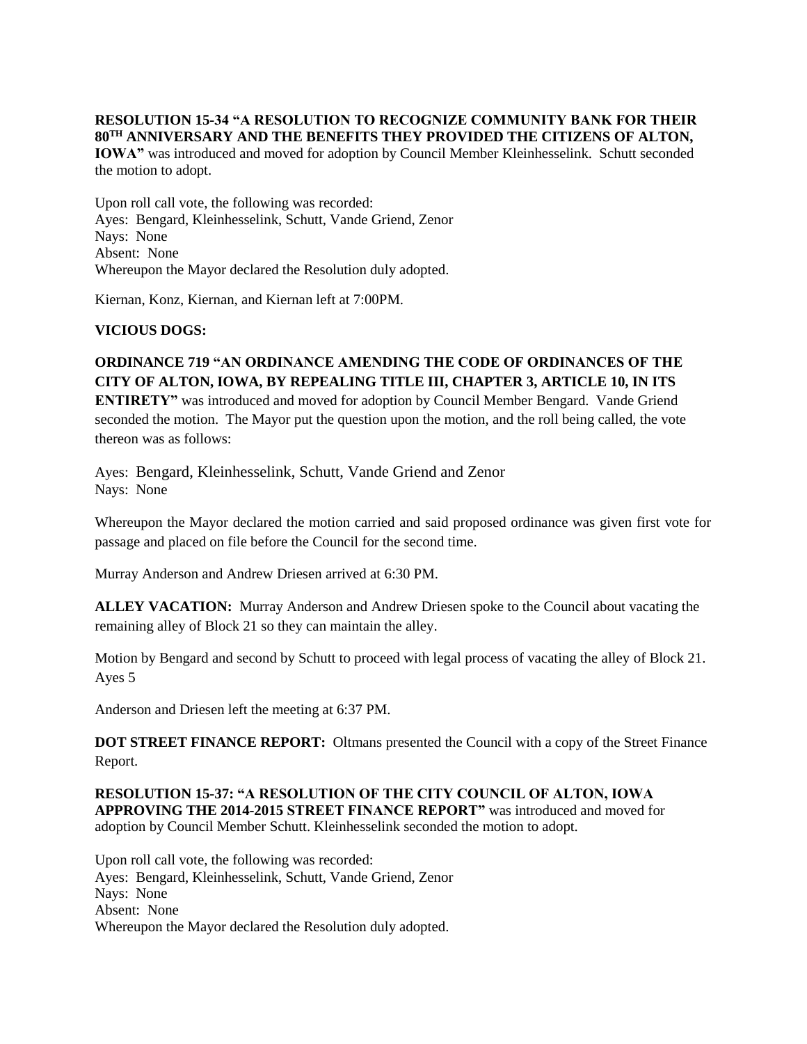**RESOLUTION 15-34 "A RESOLUTION TO RECOGNIZE COMMUNITY BANK FOR THEIR 80TH ANNIVERSARY AND THE BENEFITS THEY PROVIDED THE CITIZENS OF ALTON, IOWA"** was introduced and moved for adoption by Council Member Kleinhesselink. Schutt seconded the motion to adopt.

Upon roll call vote, the following was recorded:
Ayes: Bengard, Kleinhesselink, Schutt, Vande Griend, Zenor
Nays: None
Absent: None
Whereupon the Mayor declared the Resolution duly adopted.

Kiernan, Konz, Kiernan, and Kiernan left at 7:00PM.

**VICIOUS DOGS:**

**ORDINANCE 719 "AN ORDINANCE AMENDING THE CODE OF ORDINANCES OF THE CITY OF ALTON, IOWA, BY REPEALING TITLE III, CHAPTER 3, ARTICLE 10, IN ITS ENTIRETY"** was introduced and moved for adoption by Council Member Bengard. Vande Griend seconded the motion. The Mayor put the question upon the motion, and the roll being called, the vote thereon was as follows:

Ayes: Bengard, Kleinhesselink, Schutt, Vande Griend and Zenor
Nays: None

Whereupon the Mayor declared the motion carried and said proposed ordinance was given first vote for passage and placed on file before the Council for the second time.

Murray Anderson and Andrew Driesen arrived at 6:30 PM.

**ALLEY VACATION:** Murray Anderson and Andrew Driesen spoke to the Council about vacating the remaining alley of Block 21 so they can maintain the alley.

Motion by Bengard and second by Schutt to proceed with legal process of vacating the alley of Block 21. Ayes 5

Anderson and Driesen left the meeting at 6:37 PM.

**DOT STREET FINANCE REPORT:** Oltmans presented the Council with a copy of the Street Finance Report.

**RESOLUTION 15-37: "A RESOLUTION OF THE CITY COUNCIL OF ALTON, IOWA APPROVING THE 2014-2015 STREET FINANCE REPORT"** was introduced and moved for adoption by Council Member Schutt. Kleinhesselink seconded the motion to adopt.

Upon roll call vote, the following was recorded:
Ayes: Bengard, Kleinhesselink, Schutt, Vande Griend, Zenor
Nays: None
Absent: None
Whereupon the Mayor declared the Resolution duly adopted.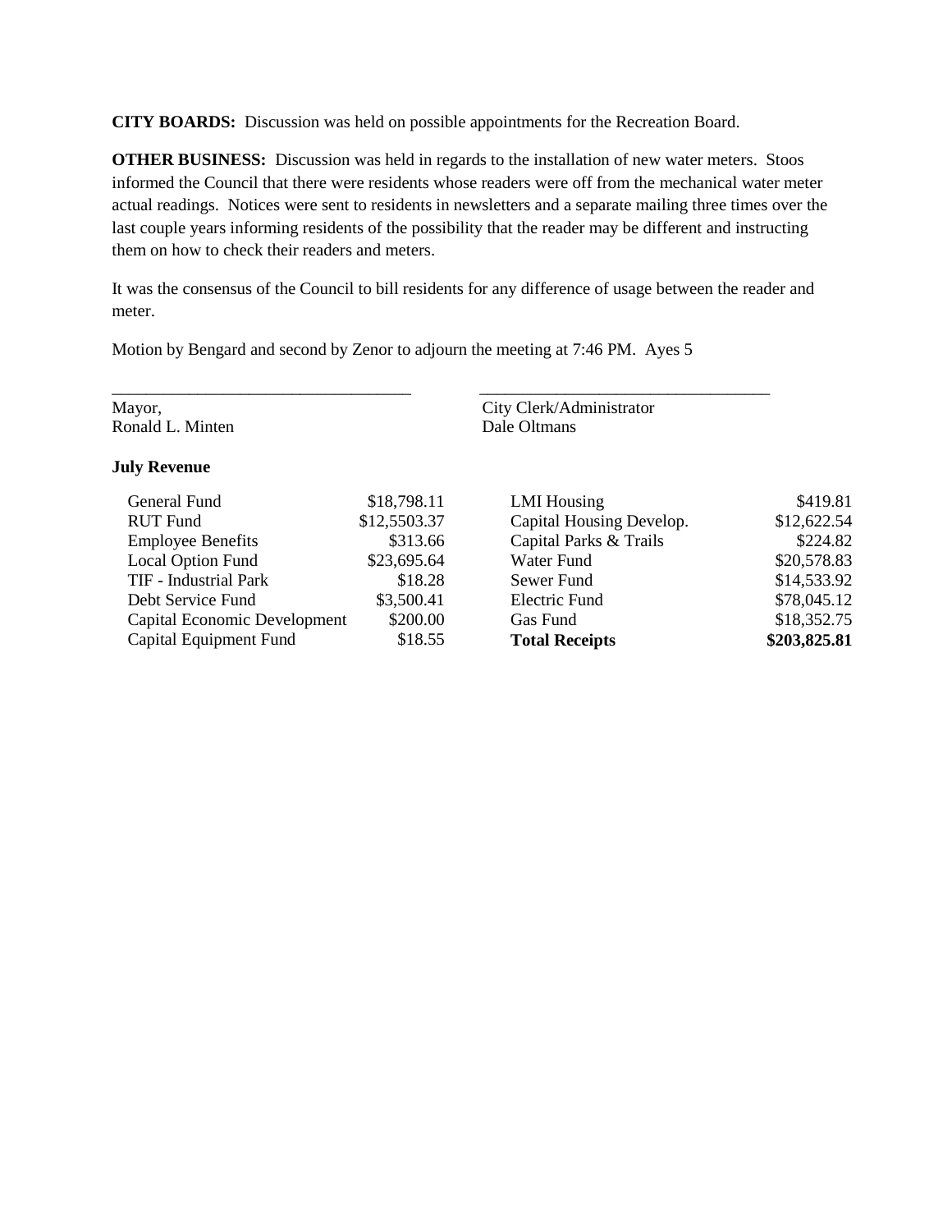**CITY BOARDS:** Discussion was held on possible appointments for the Recreation Board.

**OTHER BUSINESS:** Discussion was held in regards to the installation of new water meters. Stoos informed the Council that there were residents whose readers were off from the mechanical water meter actual readings. Notices were sent to residents in newsletters and a separate mailing three times over the last couple years informing residents of the possibility that the reader may be different and instructing them on how to check their readers and meters.

It was the consensus of the Council to bill residents for any difference of usage between the reader and meter.

Motion by Bengard and second by Zenor to adjourn the meeting at 7:46 PM. Ayes 5

___________________________________ ___________________________________

Mayor,
Ronald L. Minten

City Clerk/Administrator
Dale Oltmans

**July Revenue**

| | | | |
|---|---|---|---|
| General Fund | $18,798.11 | LMI Housing | $419.81 |
| RUT Fund | $12,5503.37 | Capital Housing Develop. | $12,622.54 |
| Employee Benefits | $313.66 | Capital Parks & Trails | $224.82 |
| Local Option Fund | $23,695.64 | Water Fund | $20,578.83 |
| TIF - Industrial Park | $18.28 | Sewer Fund | $14,533.92 |
| Debt Service Fund | $3,500.41 | Electric Fund | $78,045.12 |
| Capital Economic Development | $200.00 | Gas Fund | $18,352.75 |
| Capital Equipment Fund | $18.55 | **Total Receipts** | **$203,825.81** |